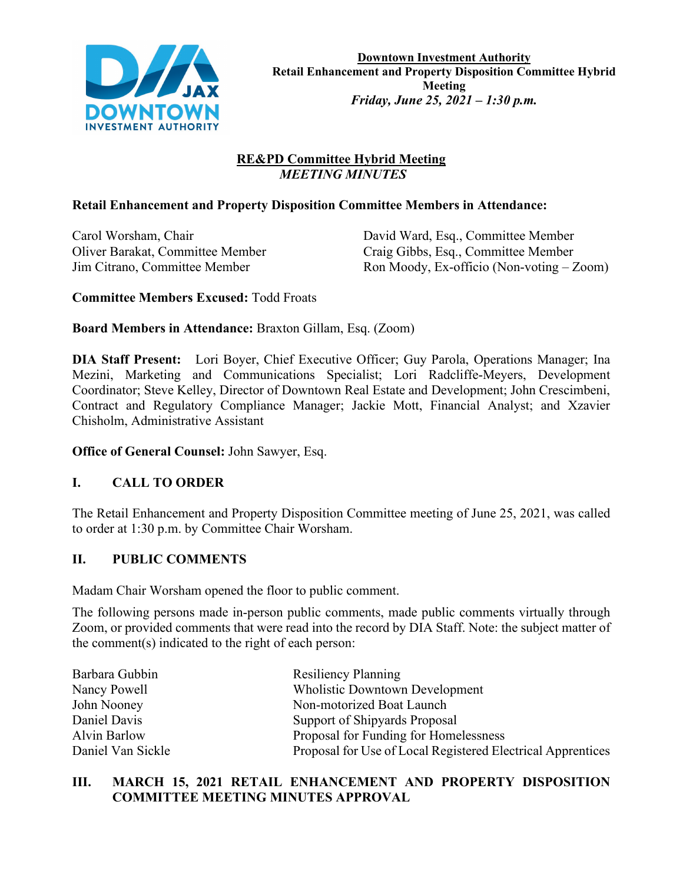**Downtown Investment Authority**
**Retail Enhancement and Property Disposition Committee Hybrid Meeting**
***Friday, June 25, 2021 – 1:30 p.m.***

**RE&PD Committee Hybrid Meeting**
***MEETING MINUTES***

**Retail Enhancement and Property Disposition Committee Members in Attendance:**

Carol Worsham, Chair
Oliver Barakat, Committee Member
Jim Citrano, Committee Member
David Ward, Esq., Committee Member
Craig Gibbs, Esq., Committee Member
Ron Moody, Ex-officio (Non-voting – Zoom)

**Committee Members Excused:** Todd Froats

**Board Members in Attendance:** Braxton Gillam, Esq. (Zoom)

**DIA Staff Present:** Lori Boyer, Chief Executive Officer; Guy Parola, Operations Manager; Ina Mezini, Marketing and Communications Specialist; Lori Radcliffe-Meyers, Development Coordinator; Steve Kelley, Director of Downtown Real Estate and Development; John Crescimbeni, Contract and Regulatory Compliance Manager; Jackie Mott, Financial Analyst; and Xzavier Chisholm, Administrative Assistant

**Office of General Counsel:** John Sawyer, Esq.

## I. CALL TO ORDER

The Retail Enhancement and Property Disposition Committee meeting of June 25, 2021, was called to order at 1:30 p.m. by Committee Chair Worsham.

## II. PUBLIC COMMENTS

Madam Chair Worsham opened the floor to public comment.

The following persons made in-person public comments, made public comments virtually through Zoom, or provided comments that were read into the record by DIA Staff. Note: the subject matter of the comment(s) indicated to the right of each person:

| | |
|---|---|
| Barbara Gubbin | Resiliency Planning |
| Nancy Powell | Wholistic Downtown Development |
| John Nooney | Non-motorized Boat Launch |
| Daniel Davis | Support of Shipyards Proposal |
| Alvin Barlow | Proposal for Funding for Homelessness |
| Daniel Van Sickle | Proposal for Use of Local Registered Electrical Apprentices |

## III. MARCH 15, 2021 RETAIL ENHANCEMENT AND PROPERTY DISPOSITION COMMITTEE MEETING MINUTES APPROVAL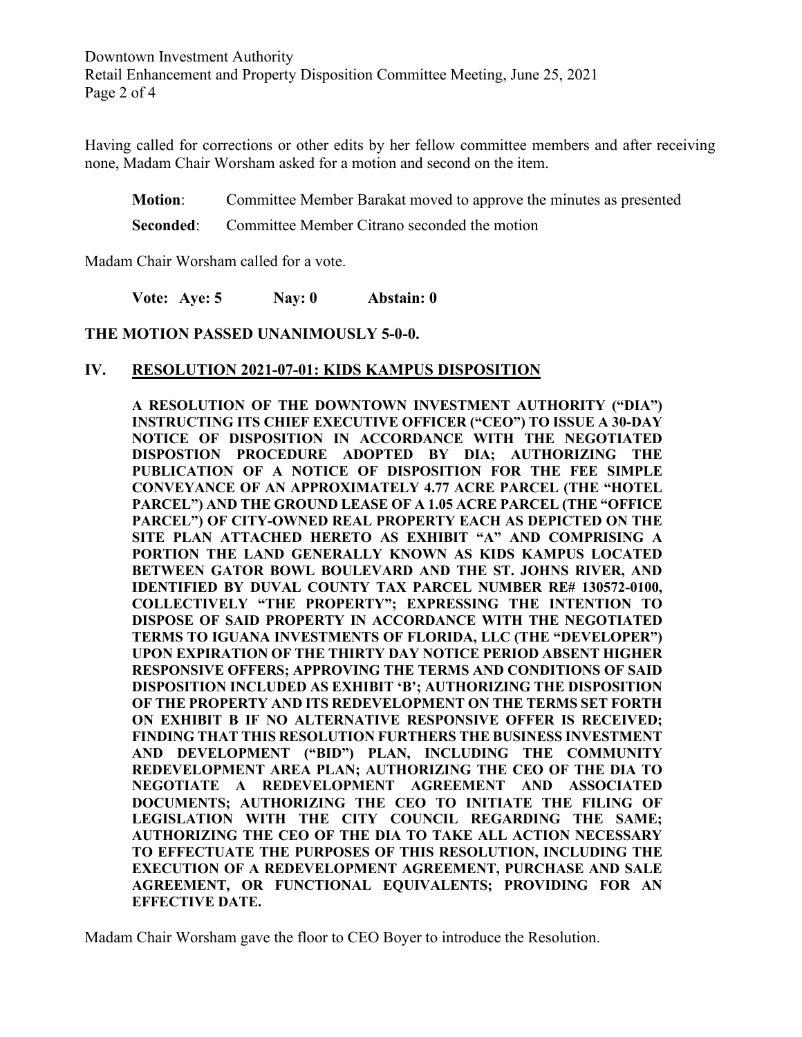Having called for corrections or other edits by her fellow committee members and after receiving none, Madam Chair Worsham asked for a motion and second on the item.

**Motion**: Committee Member Barakat moved to approve the minutes as presented

**Seconded**: Committee Member Citrano seconded the motion

Madam Chair Worsham called for a vote.

**Vote: Aye: 5 Nay: 0 Abstain: 0**

**THE MOTION PASSED UNANIMOUSLY 5-0-0.**

## IV. RESOLUTION 2021-07-01: KIDS KAMPUS DISPOSITION

**A RESOLUTION OF THE DOWNTOWN INVESTMENT AUTHORITY ("DIA") INSTRUCTING ITS CHIEF EXECUTIVE OFFICER ("CEO") TO ISSUE A 30-DAY NOTICE OF DISPOSITION IN ACCORDANCE WITH THE NEGOTIATED DISPOSTION PROCEDURE ADOPTED BY DIA; AUTHORIZING THE PUBLICATION OF A NOTICE OF DISPOSITION FOR THE FEE SIMPLE CONVEYANCE OF AN APPROXIMATELY 4.77 ACRE PARCEL (THE "HOTEL PARCEL") AND THE GROUND LEASE OF A 1.05 ACRE PARCEL (THE "OFFICE PARCEL") OF CITY-OWNED REAL PROPERTY EACH AS DEPICTED ON THE SITE PLAN ATTACHED HERETO AS EXHIBIT "A" AND COMPRISING A PORTION THE LAND GENERALLY KNOWN AS KIDS KAMPUS LOCATED BETWEEN GATOR BOWL BOULEVARD AND THE ST. JOHNS RIVER, AND IDENTIFIED BY DUVAL COUNTY TAX PARCEL NUMBER RE# 130572-0100, COLLECTIVELY "THE PROPERTY"; EXPRESSING THE INTENTION TO DISPOSE OF SAID PROPERTY IN ACCORDANCE WITH THE NEGOTIATED TERMS TO IGUANA INVESTMENTS OF FLORIDA, LLC (THE "DEVELOPER") UPON EXPIRATION OF THE THIRTY DAY NOTICE PERIOD ABSENT HIGHER RESPONSIVE OFFERS; APPROVING THE TERMS AND CONDITIONS OF SAID DISPOSITION INCLUDED AS EXHIBIT 'B'; AUTHORIZING THE DISPOSITION OF THE PROPERTY AND ITS REDEVELOPMENT ON THE TERMS SET FORTH ON EXHIBIT B IF NO ALTERNATIVE RESPONSIVE OFFER IS RECEIVED; FINDING THAT THIS RESOLUTION FURTHERS THE BUSINESS INVESTMENT AND DEVELOPMENT ("BID") PLAN, INCLUDING THE COMMUNITY REDEVELOPMENT AREA PLAN; AUTHORIZING THE CEO OF THE DIA TO NEGOTIATE A REDEVELOPMENT AGREEMENT AND ASSOCIATED DOCUMENTS; AUTHORIZING THE CEO TO INITIATE THE FILING OF LEGISLATION WITH THE CITY COUNCIL REGARDING THE SAME; AUTHORIZING THE CEO OF THE DIA TO TAKE ALL ACTION NECESSARY TO EFFECTUATE THE PURPOSES OF THIS RESOLUTION, INCLUDING THE EXECUTION OF A REDEVELOPMENT AGREEMENT, PURCHASE AND SALE AGREEMENT, OR FUNCTIONAL EQUIVALENTS; PROVIDING FOR AN EFFECTIVE DATE.**

Madam Chair Worsham gave the floor to CEO Boyer to introduce the Resolution.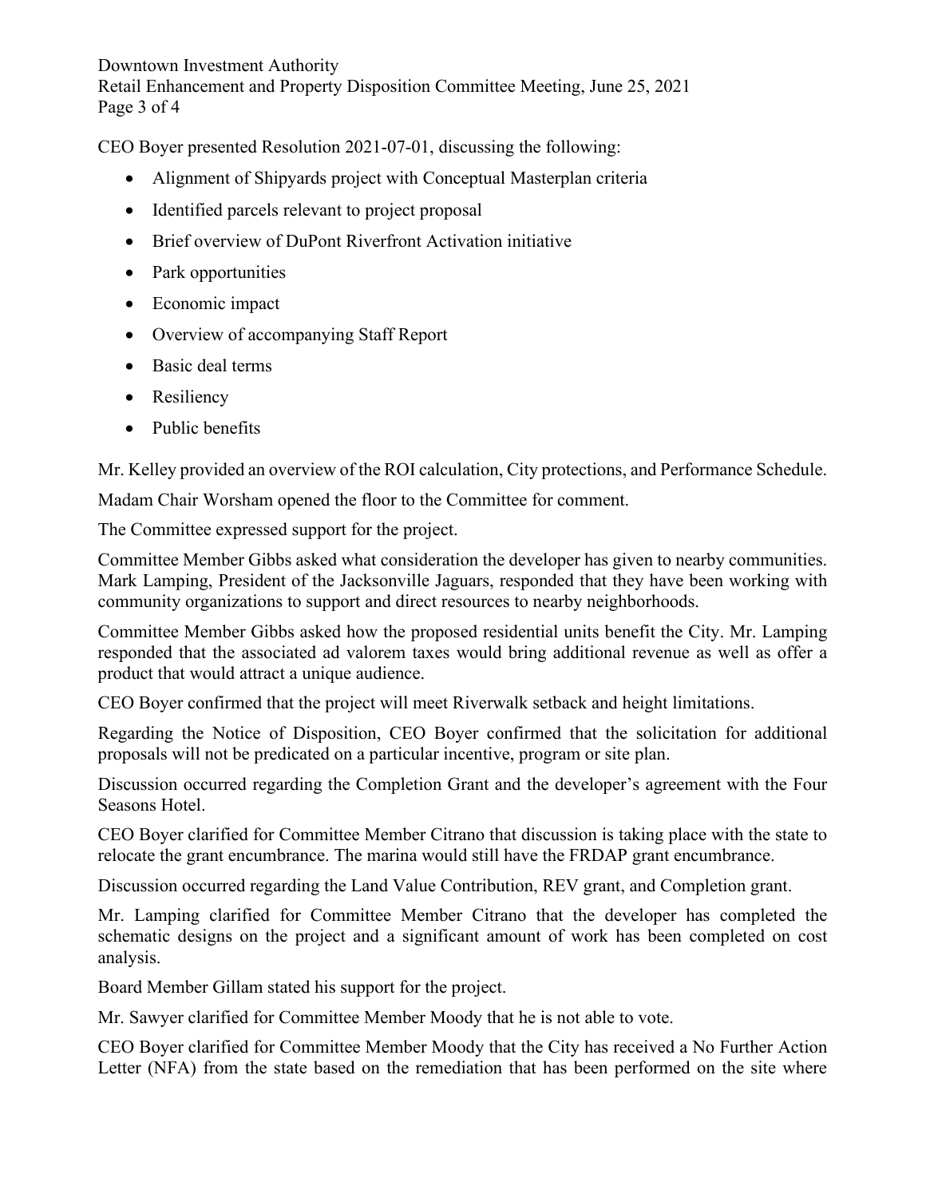CEO Boyer presented Resolution 2021-07-01, discussing the following:

- Alignment of Shipyards project with Conceptual Masterplan criteria
- Identified parcels relevant to project proposal
- Brief overview of DuPont Riverfront Activation initiative
- Park opportunities
- Economic impact
- Overview of accompanying Staff Report
- Basic deal terms
- Resiliency
- Public benefits

Mr. Kelley provided an overview of the ROI calculation, City protections, and Performance Schedule.

Madam Chair Worsham opened the floor to the Committee for comment.

The Committee expressed support for the project.

Committee Member Gibbs asked what consideration the developer has given to nearby communities. Mark Lamping, President of the Jacksonville Jaguars, responded that they have been working with community organizations to support and direct resources to nearby neighborhoods.

Committee Member Gibbs asked how the proposed residential units benefit the City. Mr. Lamping responded that the associated ad valorem taxes would bring additional revenue as well as offer a product that would attract a unique audience.

CEO Boyer confirmed that the project will meet Riverwalk setback and height limitations.

Regarding the Notice of Disposition, CEO Boyer confirmed that the solicitation for additional proposals will not be predicated on a particular incentive, program or site plan.

Discussion occurred regarding the Completion Grant and the developer's agreement with the Four Seasons Hotel.

CEO Boyer clarified for Committee Member Citrano that discussion is taking place with the state to relocate the grant encumbrance. The marina would still have the FRDAP grant encumbrance.

Discussion occurred regarding the Land Value Contribution, REV grant, and Completion grant.

Mr. Lamping clarified for Committee Member Citrano that the developer has completed the schematic designs on the project and a significant amount of work has been completed on cost analysis.

Board Member Gillam stated his support for the project.

Mr. Sawyer clarified for Committee Member Moody that he is not able to vote.

CEO Boyer clarified for Committee Member Moody that the City has received a No Further Action Letter (NFA) from the state based on the remediation that has been performed on the site where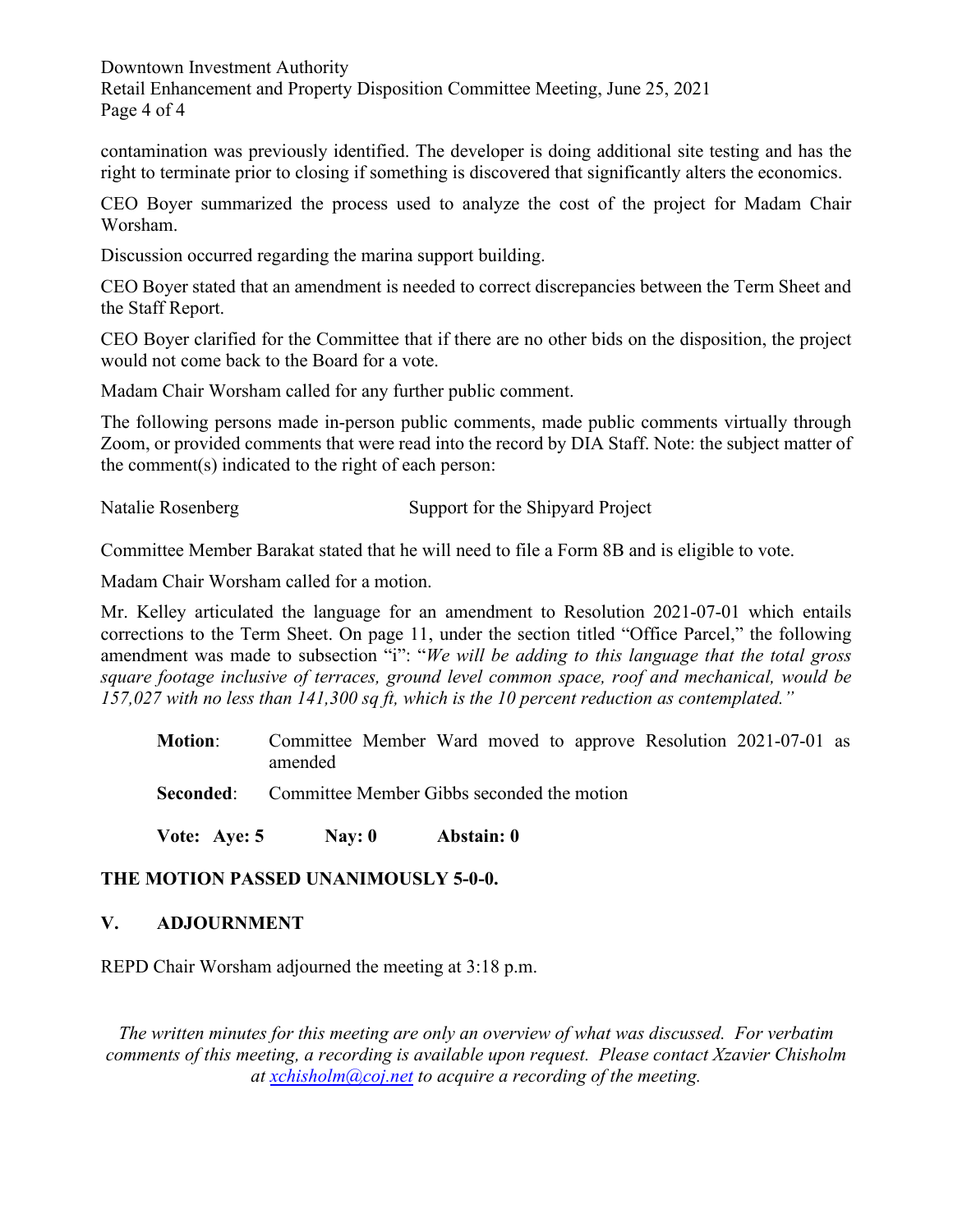contamination was previously identified. The developer is doing additional site testing and has the right to terminate prior to closing if something is discovered that significantly alters the economics.

CEO Boyer summarized the process used to analyze the cost of the project for Madam Chair Worsham.

Discussion occurred regarding the marina support building.

CEO Boyer stated that an amendment is needed to correct discrepancies between the Term Sheet and the Staff Report.

CEO Boyer clarified for the Committee that if there are no other bids on the disposition, the project would not come back to the Board for a vote.

Madam Chair Worsham called for any further public comment.

The following persons made in-person public comments, made public comments virtually through Zoom, or provided comments that were read into the record by DIA Staff. Note: the subject matter of the comment(s) indicated to the right of each person:

| | |
|---|---|
| Natalie Rosenberg | Support for the Shipyard Project |

Committee Member Barakat stated that he will need to file a Form 8B and is eligible to vote.

Madam Chair Worsham called for a motion.

Mr. Kelley articulated the language for an amendment to Resolution 2021-07-01 which entails corrections to the Term Sheet. On page 11, under the section titled "Office Parcel," the following amendment was made to subsection "i": "*We will be adding to this language that the total gross square footage inclusive of terraces, ground level common space, roof and mechanical, would be 157,027 with no less than 141,300 sq ft, which is the 10 percent reduction as contemplated.*"

**Motion**: Committee Member Ward moved to approve Resolution 2021-07-01 as amended

**Seconded**: Committee Member Gibbs seconded the motion

**Vote: Aye: 5 Nay: 0 Abstain: 0**

**THE MOTION PASSED UNANIMOUSLY 5-0-0.**

## V. ADJOURNMENT

REPD Chair Worsham adjourned the meeting at 3:18 p.m.

*The written minutes for this meeting are only an overview of what was discussed. For verbatim comments of this meeting, a recording is available upon request. Please contact Xzavier Chisholm at xchisholm@coj.net to acquire a recording of the meeting.*